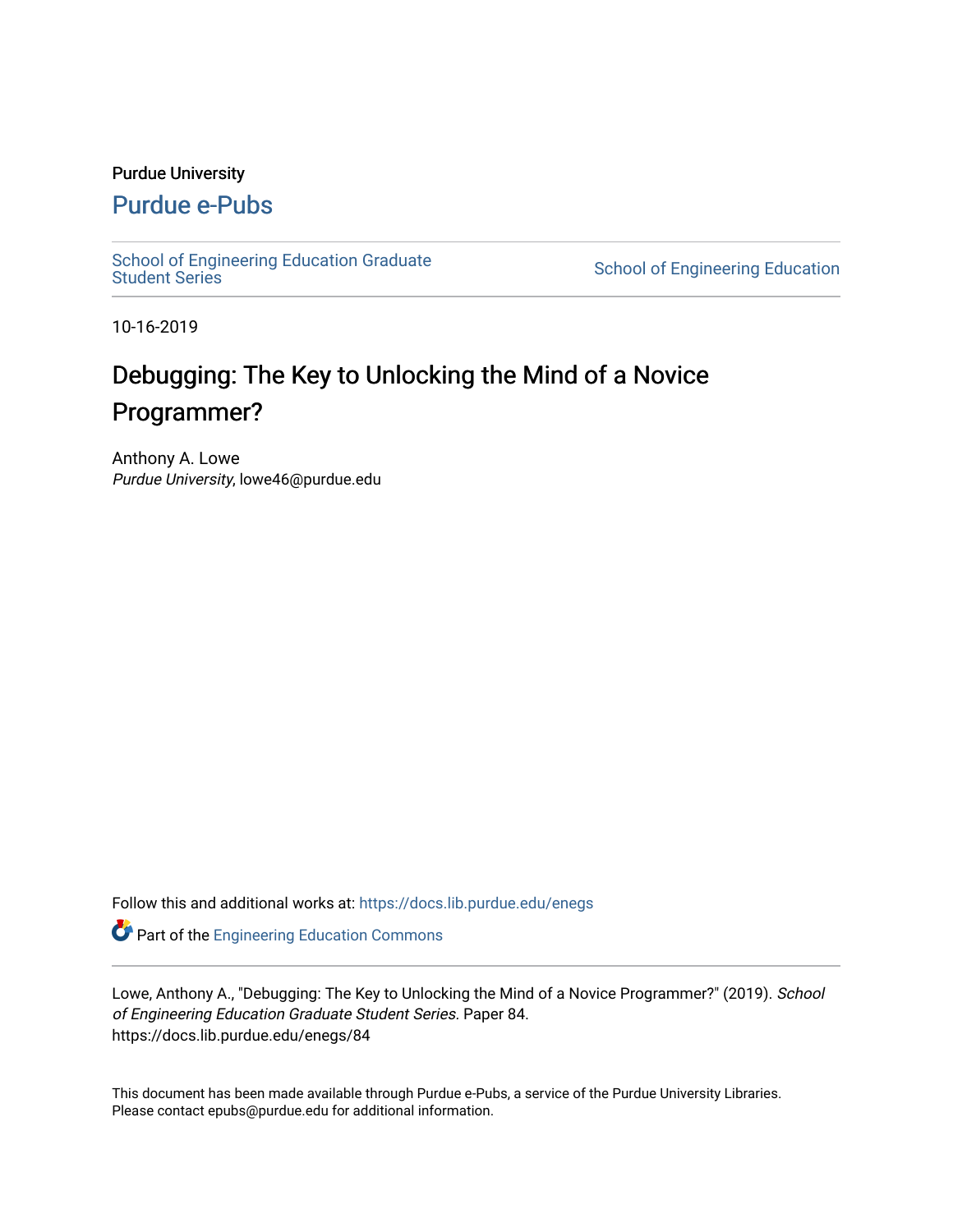Purdue University

# Purdue e-Pubs

School of Engineering Education Graduate Student Series

School of Engineering Education

10-16-2019

# Debugging: The Key to Unlocking the Mind of a Novice Programmer?

Anthony A. Lowe
*Purdue University*, lowe46@purdue.edu

Follow this and additional works at: https://docs.lib.purdue.edu/enegs

Part of the Engineering Education Commons

Lowe, Anthony A., "Debugging: The Key to Unlocking the Mind of a Novice Programmer?" (2019). *School of Engineering Education Graduate Student Series.* Paper 84.
https://docs.lib.purdue.edu/enegs/84

This document has been made available through Purdue e-Pubs, a service of the Purdue University Libraries.
Please contact epubs@purdue.edu for additional information.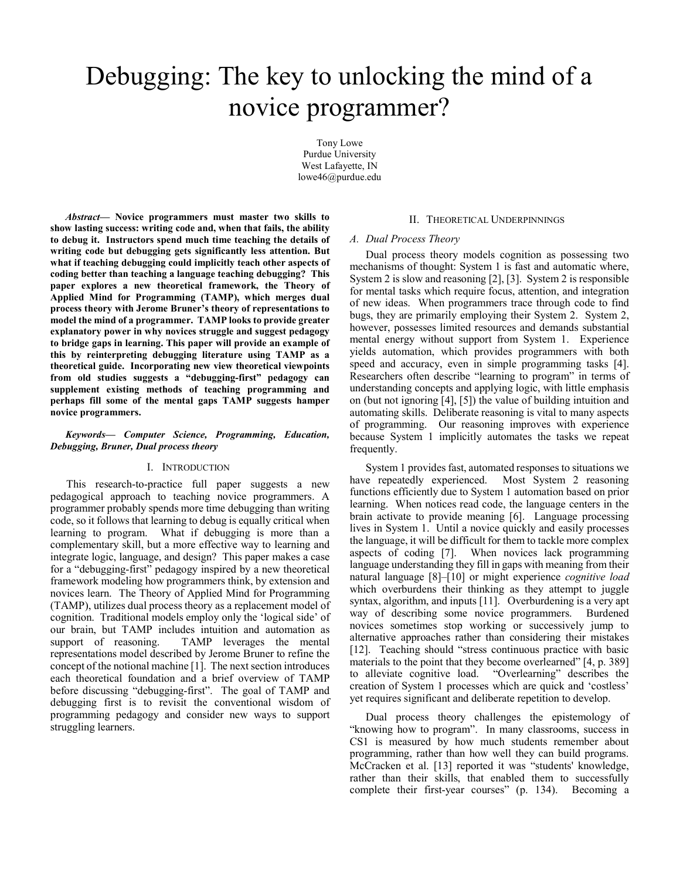# Debugging: The key to unlocking the mind of a novice programmer?

Tony Lowe
Purdue University
West Lafayette, IN
lowe46@purdue.edu

***Abstract*— Novice programmers must master two skills to show lasting success: writing code and, when that fails, the ability to debug it. Instructors spend much time teaching the details of writing code but debugging gets significantly less attention. But what if teaching debugging could implicitly teach other aspects of coding better than teaching a language teaching debugging? This paper explores a new theoretical framework, the Theory of Applied Mind for Programming (TAMP), which merges dual process theory with Jerome Bruner's theory of representations to model the mind of a programmer. TAMP looks to provide greater explanatory power in why novices struggle and suggest pedagogy to bridge gaps in learning. This paper will provide an example of this by reinterpreting debugging literature using TAMP as a theoretical guide. Incorporating new view theoretical viewpoints from old studies suggests a "debugging-first" pedagogy can supplement existing methods of teaching programming and perhaps fill some of the mental gaps TAMP suggests hamper novice programmers.**

***Keywords*— *Computer Science, Programming, Education, Debugging, Bruner, Dual process theory***

## I. Introduction

This research-to-practice full paper suggests a new pedagogical approach to teaching novice programmers. A programmer probably spends more time debugging than writing code, so it follows that learning to debug is equally critical when learning to program. What if debugging is more than a complementary skill, but a more effective way to learning and integrate logic, language, and design? This paper makes a case for a "debugging-first" pedagogy inspired by a new theoretical framework modeling how programmers think, by extension and novices learn. The Theory of Applied Mind for Programming (TAMP), utilizes dual process theory as a replacement model of cognition. Traditional models employ only the 'logical side' of our brain, but TAMP includes intuition and automation as support of reasoning. TAMP leverages the mental representations model described by Jerome Bruner to refine the concept of the notional machine [1]. The next section introduces each theoretical foundation and a brief overview of TAMP before discussing "debugging-first". The goal of TAMP and debugging first is to revisit the conventional wisdom of programming pedagogy and consider new ways to support struggling learners.

## II. Theoretical Underpinnings

### *A. Dual Process Theory*

Dual process theory models cognition as possessing two mechanisms of thought: System 1 is fast and automatic where, System 2 is slow and reasoning [2], [3]. System 2 is responsible for mental tasks which require focus, attention, and integration of new ideas. When programmers trace through code to find bugs, they are primarily employing their System 2. System 2, however, possesses limited resources and demands substantial mental energy without support from System 1. Experience yields automation, which provides programmers with both speed and accuracy, even in simple programming tasks [4]. Researchers often describe "learning to program" in terms of understanding concepts and applying logic, with little emphasis on (but not ignoring [4], [5]) the value of building intuition and automating skills. Deliberate reasoning is vital to many aspects of programming. Our reasoning improves with experience because System 1 implicitly automates the tasks we repeat frequently.

System 1 provides fast, automated responses to situations we have repeatedly experienced. Most System 2 reasoning functions efficiently due to System 1 automation based on prior learning. When notices read code, the language centers in the brain activate to provide meaning [6]. Language processing lives in System 1. Until a novice quickly and easily processes the language, it will be difficult for them to tackle more complex aspects of coding [7]. When novices lack programming language understanding they fill in gaps with meaning from their natural language [8]–[10] or might experience *cognitive load* which overburdens their thinking as they attempt to juggle syntax, algorithm, and inputs [11]. Overburdening is a very apt way of describing some novice programmers. Burdened novices sometimes stop working or successively jump to alternative approaches rather than considering their mistakes [12]. Teaching should "stress continuous practice with basic materials to the point that they become overlearned" [4, p. 389] to alleviate cognitive load. "Overlearning" describes the creation of System 1 processes which are quick and 'costless' yet requires significant and deliberate repetition to develop.

Dual process theory challenges the epistemology of "knowing how to program". In many classrooms, success in CS1 is measured by how much students remember about programming, rather than how well they can build programs. McCracken et al. [13] reported it was "students' knowledge, rather than their skills, that enabled them to successfully complete their first-year courses" (p. 134). Becoming a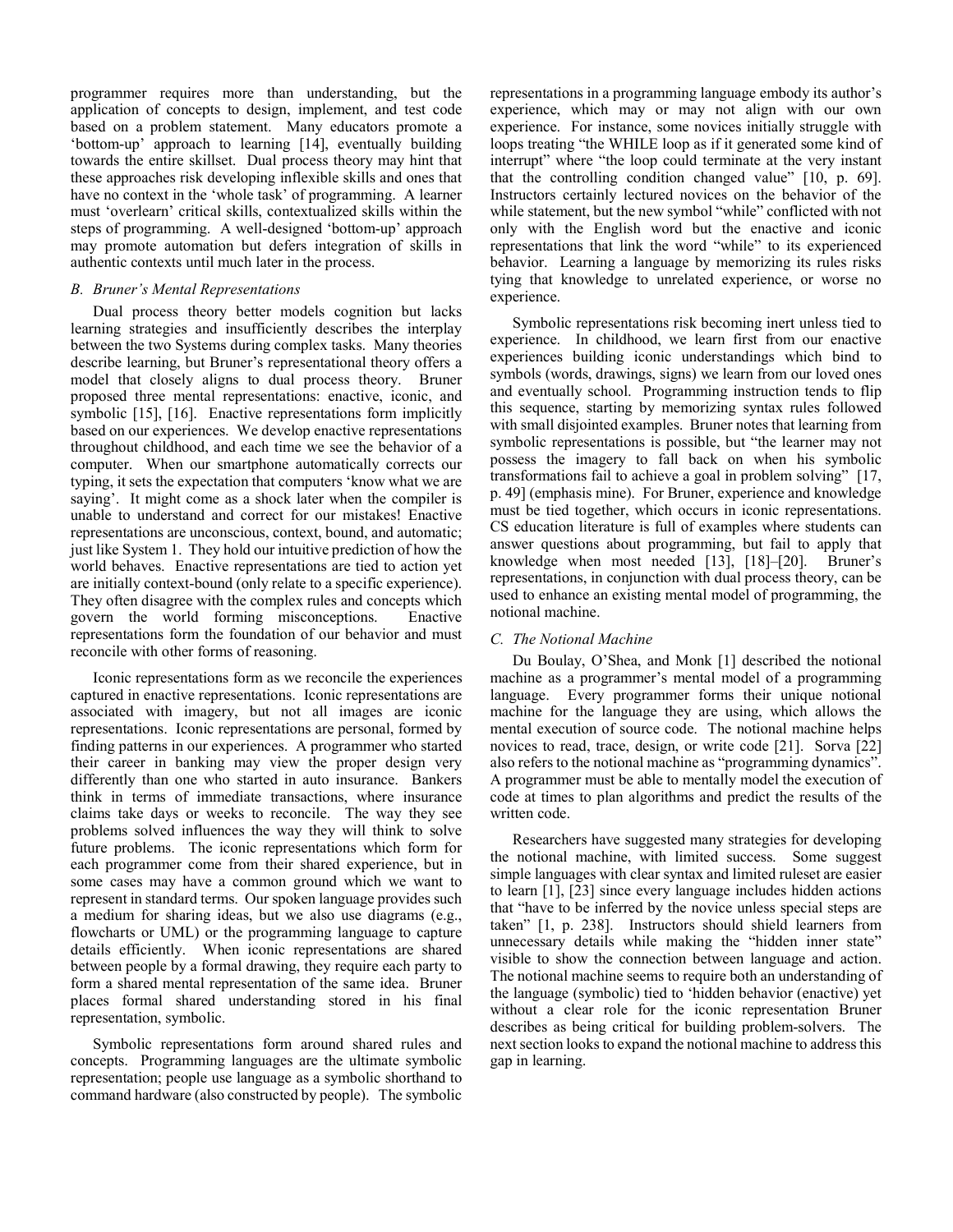programmer requires more than understanding, but the application of concepts to design, implement, and test code based on a problem statement. Many educators promote a 'bottom-up' approach to learning [14], eventually building towards the entire skillset. Dual process theory may hint that these approaches risk developing inflexible skills and ones that have no context in the 'whole task' of programming. A learner must 'overlearn' critical skills, contextualized skills within the steps of programming. A well-designed 'bottom-up' approach may promote automation but defers integration of skills in authentic contexts until much later in the process.

### *B. Bruner's Mental Representations*

Dual process theory better models cognition but lacks learning strategies and insufficiently describes the interplay between the two Systems during complex tasks. Many theories describe learning, but Bruner's representational theory offers a model that closely aligns to dual process theory. Bruner proposed three mental representations: enactive, iconic, and symbolic [15], [16]. Enactive representations form implicitly based on our experiences. We develop enactive representations throughout childhood, and each time we see the behavior of a computer. When our smartphone automatically corrects our typing, it sets the expectation that computers 'know what we are saying'. It might come as a shock later when the compiler is unable to understand and correct for our mistakes! Enactive representations are unconscious, context, bound, and automatic; just like System 1. They hold our intuitive prediction of how the world behaves. Enactive representations are tied to action yet are initially context-bound (only relate to a specific experience). They often disagree with the complex rules and concepts which govern the world forming misconceptions. Enactive representations form the foundation of our behavior and must reconcile with other forms of reasoning.

Iconic representations form as we reconcile the experiences captured in enactive representations. Iconic representations are associated with imagery, but not all images are iconic representations. Iconic representations are personal, formed by finding patterns in our experiences. A programmer who started their career in banking may view the proper design very differently than one who started in auto insurance. Bankers think in terms of immediate transactions, where insurance claims take days or weeks to reconcile. The way they see problems solved influences the way they will think to solve future problems. The iconic representations which form for each programmer come from their shared experience, but in some cases may have a common ground which we want to represent in standard terms. Our spoken language provides such a medium for sharing ideas, but we also use diagrams (e.g., flowcharts or UML) or the programming language to capture details efficiently. When iconic representations are shared between people by a formal drawing, they require each party to form a shared mental representation of the same idea. Bruner places formal shared understanding stored in his final representation, symbolic.

Symbolic representations form around shared rules and concepts. Programming languages are the ultimate symbolic representation; people use language as a symbolic shorthand to command hardware (also constructed by people). The symbolic representations in a programming language embody its author's experience, which may or may not align with our own experience. For instance, some novices initially struggle with loops treating "the WHILE loop as if it generated some kind of interrupt" where "the loop could terminate at the very instant that the controlling condition changed value" [10, p. 69]. Instructors certainly lectured novices on the behavior of the while statement, but the new symbol "while" conflicted with not only with the English word but the enactive and iconic representations that link the word "while" to its experienced behavior. Learning a language by memorizing its rules risks tying that knowledge to unrelated experience, or worse no experience.

Symbolic representations risk becoming inert unless tied to experience. In childhood, we learn first from our enactive experiences building iconic understandings which bind to symbols (words, drawings, signs) we learn from our loved ones and eventually school. Programming instruction tends to flip this sequence, starting by memorizing syntax rules followed with small disjointed examples. Bruner notes that learning from symbolic representations is possible, but "the learner may not possess the imagery to fall back on when his symbolic transformations fail to achieve a goal in problem solving" [17, p. 49] (emphasis mine). For Bruner, experience and knowledge must be tied together, which occurs in iconic representations. CS education literature is full of examples where students can answer questions about programming, but fail to apply that knowledge when most needed [13], [18]–[20]. Bruner's representations, in conjunction with dual process theory, can be used to enhance an existing mental model of programming, the notional machine.

### *C. The Notional Machine*

Du Boulay, O'Shea, and Monk [1] described the notional machine as a programmer's mental model of a programming language. Every programmer forms their unique notional machine for the language they are using, which allows the mental execution of source code. The notional machine helps novices to read, trace, design, or write code [21]. Sorva [22] also refers to the notional machine as "programming dynamics". A programmer must be able to mentally model the execution of code at times to plan algorithms and predict the results of the written code.

Researchers have suggested many strategies for developing the notional machine, with limited success. Some suggest simple languages with clear syntax and limited ruleset are easier to learn [1], [23] since every language includes hidden actions that "have to be inferred by the novice unless special steps are taken" [1, p. 238]. Instructors should shield learners from unnecessary details while making the "hidden inner state" visible to show the connection between language and action. The notional machine seems to require both an understanding of the language (symbolic) tied to 'hidden behavior (enactive) yet without a clear role for the iconic representation Bruner describes as being critical for building problem-solvers. The next section looks to expand the notional machine to address this gap in learning.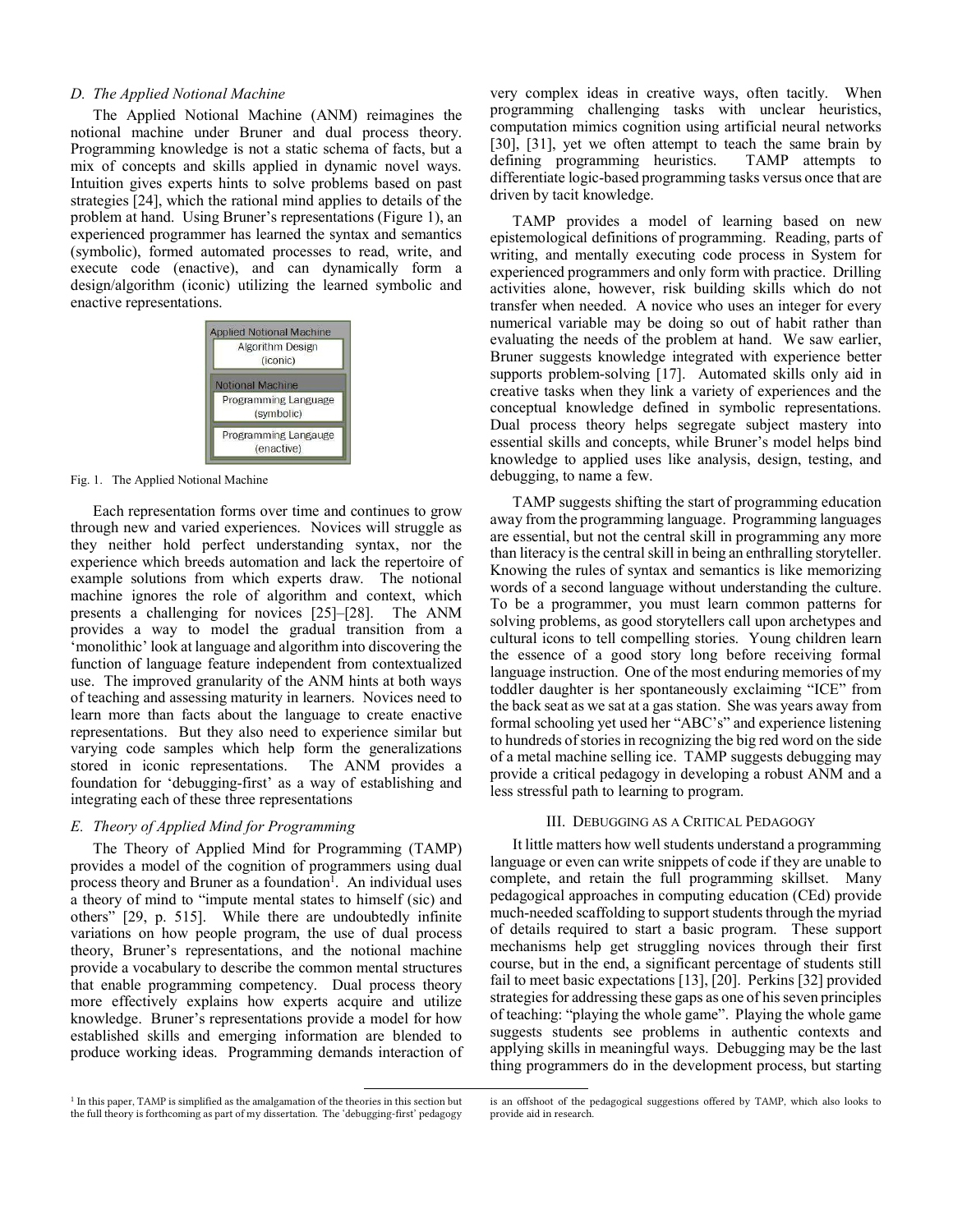### D. The Applied Notional Machine

The Applied Notional Machine (ANM) reimagines the notional machine under Bruner and dual process theory. Programming knowledge is not a static schema of facts, but a mix of concepts and skills applied in dynamic novel ways. Intuition gives experts hints to solve problems based on past strategies [24], which the rational mind applies to details of the problem at hand. Using Bruner's representations (Figure 1), an experienced programmer has learned the syntax and semantics (symbolic), formed automated processes to read, write, and execute code (enactive), and can dynamically form a design/algorithm (iconic) utilizing the learned symbolic and enactive representations.

| Applied Notional Machine |
| --- |
| Algorithm Design (iconic) |
| **Notional Machine** |
| Programming Language (symbolic) |
| Programming Langauge (enactive) |

Fig. 1. The Applied Notional Machine

Each representation forms over time and continues to grow through new and varied experiences. Novices will struggle as they neither hold perfect understanding syntax, nor the experience which breeds automation and lack the repertoire of example solutions from which experts draw. The notional machine ignores the role of algorithm and context, which presents a challenging for novices [25]–[28]. The ANM provides a way to model the gradual transition from a 'monolithic' look at language and algorithm into discovering the function of language feature independent from contextualized use. The improved granularity of the ANM hints at both ways of teaching and assessing maturity in learners. Novices need to learn more than facts about the language to create enactive representations. But they also need to experience similar but varying code samples which help form the generalizations stored in iconic representations. The ANM provides a foundation for 'debugging-first' as a way of establishing and integrating each of these three representations

### E. Theory of Applied Mind for Programming

The Theory of Applied Mind for Programming (TAMP) provides a model of the cognition of programmers using dual process theory and Bruner as a foundation[1]. An individual uses a theory of mind to "impute mental states to himself (sic) and others" [29, p. 515]. While there are undoubtedly infinite variations on how people program, the use of dual process theory, Bruner's representations, and the notional machine provide a vocabulary to describe the common mental structures that enable programming competency. Dual process theory more effectively explains how experts acquire and utilize knowledge. Bruner's representations provide a model for how established skills and emerging information are blended to produce working ideas. Programming demands interaction of very complex ideas in creative ways, often tacitly. When programming challenging tasks with unclear heuristics, computation mimics cognition using artificial neural networks [30], [31], yet we often attempt to teach the same brain by defining programming heuristics. TAMP attempts to differentiate logic-based programming tasks versus once that are driven by tacit knowledge.

TAMP provides a model of learning based on new epistemological definitions of programming. Reading, parts of writing, and mentally executing code process in System for experienced programmers and only form with practice. Drilling activities alone, however, risk building skills which do not transfer when needed. A novice who uses an integer for every numerical variable may be doing so out of habit rather than evaluating the needs of the problem at hand. We saw earlier, Bruner suggests knowledge integrated with experience better supports problem-solving [17]. Automated skills only aid in creative tasks when they link a variety of experiences and the conceptual knowledge defined in symbolic representations. Dual process theory helps segregate subject mastery into essential skills and concepts, while Bruner's model helps bind knowledge to applied uses like analysis, design, testing, and debugging, to name a few.

TAMP suggests shifting the start of programming education away from the programming language. Programming languages are essential, but not the central skill in programming any more than literacy is the central skill in being an enthralling storyteller. Knowing the rules of syntax and semantics is like memorizing words of a second language without understanding the culture. To be a programmer, you must learn common patterns for solving problems, as good storytellers call upon archetypes and cultural icons to tell compelling stories. Young children learn the essence of a good story long before receiving formal language instruction. One of the most enduring memories of my toddler daughter is her spontaneously exclaiming "ICE" from the back seat as we sat at a gas station. She was years away from formal schooling yet used her "ABC's" and experience listening to hundreds of stories in recognizing the big red word on the side of a metal machine selling ice. TAMP suggests debugging may provide a critical pedagogy in developing a robust ANM and a less stressful path to learning to program.

## III. Debugging as a Critical Pedagogy

It little matters how well students understand a programming language or even can write snippets of code if they are unable to complete, and retain the full programming skillset. Many pedagogical approaches in computing education (CEd) provide much-needed scaffolding to support students through the myriad of details required to start a basic program. These support mechanisms help get struggling novices through their first course, but in the end, a significant percentage of students still fail to meet basic expectations [13], [20]. Perkins [32] provided strategies for addressing these gaps as one of his seven principles of teaching: "playing the whole game". Playing the whole game suggests students see problems in authentic contexts and applying skills in meaningful ways. Debugging may be the last thing programmers do in the development process, but starting

[1] In this paper, TAMP is simplified as the amalgamation of the theories in this section but the full theory is forthcoming as part of my dissertation. The 'debugging-first' pedagogy is an offshoot of the pedagogical suggestions offered by TAMP, which also looks to provide aid in research.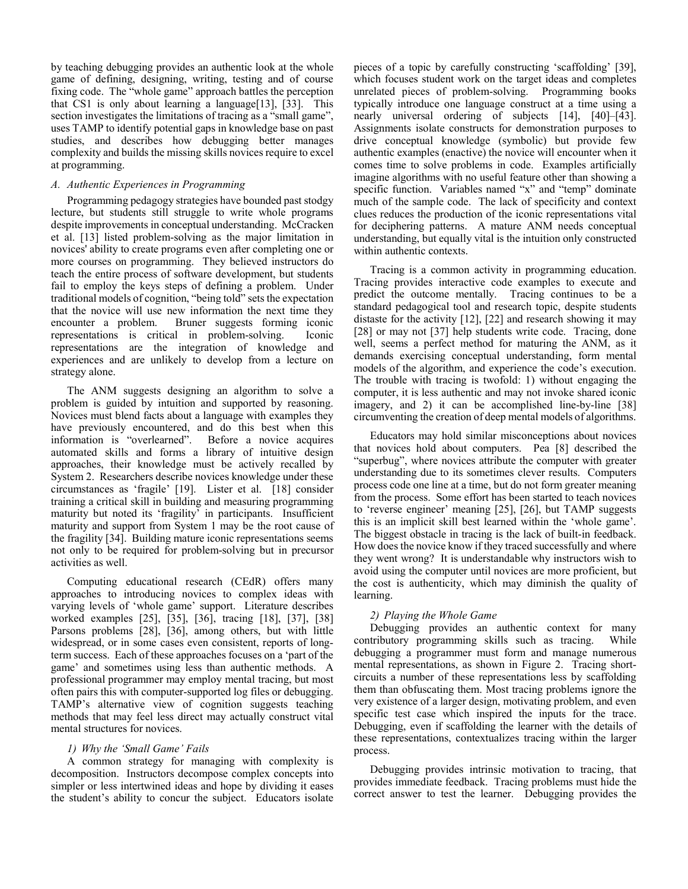by teaching debugging provides an authentic look at the whole game of defining, designing, writing, testing and of course fixing code. The "whole game" approach battles the perception that CS1 is only about learning a language[13], [33]. This section investigates the limitations of tracing as a "small game", uses TAMP to identify potential gaps in knowledge base on past studies, and describes how debugging better manages complexity and builds the missing skills novices require to excel at programming.

### *A. Authentic Experiences in Programming*

Programming pedagogy strategies have bounded past stodgy lecture, but students still struggle to write whole programs despite improvements in conceptual understanding. McCracken et al. [13] listed problem-solving as the major limitation in novices' ability to create programs even after completing one or more courses on programming. They believed instructors do teach the entire process of software development, but students fail to employ the keys steps of defining a problem. Under traditional models of cognition, "being told" sets the expectation that the novice will use new information the next time they encounter a problem. Bruner suggests forming iconic representations is critical in problem-solving. Iconic representations are the integration of knowledge and experiences and are unlikely to develop from a lecture on strategy alone.

The ANM suggests designing an algorithm to solve a problem is guided by intuition and supported by reasoning. Novices must blend facts about a language with examples they have previously encountered, and do this best when this information is "overlearned". Before a novice acquires automated skills and forms a library of intuitive design approaches, their knowledge must be actively recalled by System 2. Researchers describe novices knowledge under these circumstances as 'fragile' [19]. Lister et al. [18] consider training a critical skill in building and measuring programming maturity but noted its 'fragility' in participants. Insufficient maturity and support from System 1 may be the root cause of the fragility [34]. Building mature iconic representations seems not only to be required for problem-solving but in precursor activities as well.

Computing educational research (CEdR) offers many approaches to introducing novices to complex ideas with varying levels of 'whole game' support. Literature describes worked examples [25], [35], [36], tracing [18], [37], [38] Parsons problems [28], [36], among others, but with little widespread, or in some cases even consistent, reports of long-term success. Each of these approaches focuses on a 'part of the game' and sometimes using less than authentic methods. A professional programmer may employ mental tracing, but most often pairs this with computer-supported log files or debugging. TAMP's alternative view of cognition suggests teaching methods that may feel less direct may actually construct vital mental structures for novices.

#### *1) Why the 'Small Game' Fails*

A common strategy for managing with complexity is decomposition. Instructors decompose complex concepts into simpler or less intertwined ideas and hope by dividing it eases the student's ability to concur the subject. Educators isolate pieces of a topic by carefully constructing 'scaffolding' [39], which focuses student work on the target ideas and completes unrelated pieces of problem-solving. Programming books typically introduce one language construct at a time using a nearly universal ordering of subjects [14], [40]–[43]. Assignments isolate constructs for demonstration purposes to drive conceptual knowledge (symbolic) but provide few authentic examples (enactive) the novice will encounter when it comes time to solve problems in code. Examples artificially imagine algorithms with no useful feature other than showing a specific function. Variables named "x" and "temp" dominate much of the sample code. The lack of specificity and context clues reduces the production of the iconic representations vital for deciphering patterns. A mature ANM needs conceptual understanding, but equally vital is the intuition only constructed within authentic contexts.

Tracing is a common activity in programming education. Tracing provides interactive code examples to execute and predict the outcome mentally. Tracing continues to be a standard pedagogical tool and research topic, despite students distaste for the activity [12], [22] and research showing it may [28] or may not [37] help students write code. Tracing, done well, seems a perfect method for maturing the ANM, as it demands exercising conceptual understanding, form mental models of the algorithm, and experience the code's execution. The trouble with tracing is twofold: 1) without engaging the computer, it is less authentic and may not invoke shared iconic imagery, and 2) it can be accomplished line-by-line [38] circumventing the creation of deep mental models of algorithms.

Educators may hold similar misconceptions about novices that novices hold about computers. Pea [8] described the "superbug", where novices attribute the computer with greater understanding due to its sometimes clever results. Computers process code one line at a time, but do not form greater meaning from the process. Some effort has been started to teach novices to 'reverse engineer' meaning [25], [26], but TAMP suggests this is an implicit skill best learned within the 'whole game'. The biggest obstacle in tracing is the lack of built-in feedback. How does the novice know if they traced successfully and where they went wrong? It is understandable why instructors wish to avoid using the computer until novices are more proficient, but the cost is authenticity, which may diminish the quality of learning.

#### *2) Playing the Whole Game*

Debugging provides an authentic context for many contributory programming skills such as tracing. While debugging a programmer must form and manage numerous mental representations, as shown in Figure 2. Tracing short-circuits a number of these representations less by scaffolding them than obfuscating them. Most tracing problems ignore the very existence of a larger design, motivating problem, and even specific test case which inspired the inputs for the trace. Debugging, even if scaffolding the learner with the details of these representations, contextualizes tracing within the larger process.

Debugging provides intrinsic motivation to tracing, that provides immediate feedback. Tracing problems must hide the correct answer to test the learner. Debugging provides the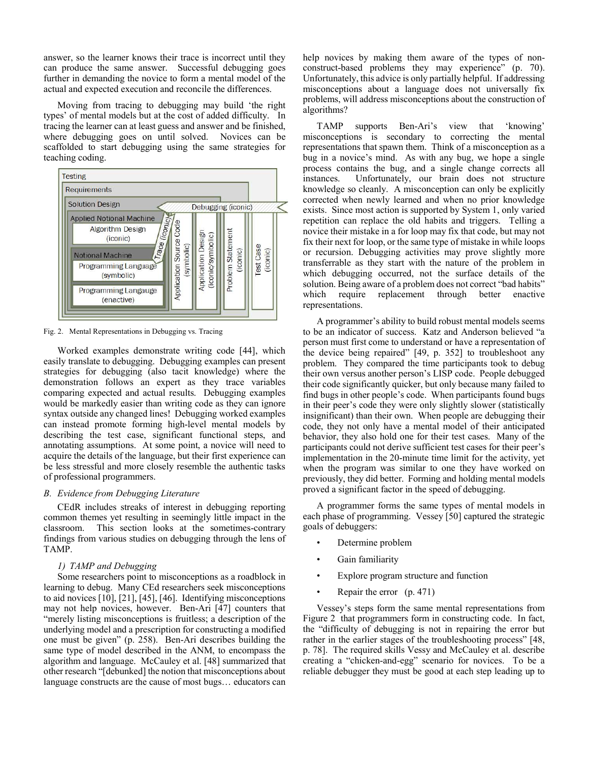answer, so the learner knows their trace is incorrect until they can produce the same answer. Successful debugging goes further in demanding the novice to form a mental model of the actual and expected execution and reconcile the differences.

Moving from tracing to debugging may build 'the right types' of mental models but at the cost of added difficulty. In tracing the learner can at least guess and answer and be finished, where debugging goes on until solved. Novices can be scaffolded to start debugging using the same strategies for teaching coding.

Fig. 2. Mental Representations in Debugging vs. Tracing

Worked examples demonstrate writing code [44], which easily translate to debugging. Debugging examples can present strategies for debugging (also tacit knowledge) where the demonstration follows an expert as they trace variables comparing expected and actual results. Debugging examples would be markedly easier than writing code as they can ignore syntax outside any changed lines! Debugging worked examples can instead promote forming high-level mental models by describing the test case, significant functional steps, and annotating assumptions. At some point, a novice will need to acquire the details of the language, but their first experience can be less stressful and more closely resemble the authentic tasks of professional programmers.

### *B. Evidence from Debugging Literature*

CEdR includes streaks of interest in debugging reporting common themes yet resulting in seemingly little impact in the classroom. This section looks at the sometimes-contrary findings from various studies on debugging through the lens of TAMP.

#### *1) TAMP and Debugging*

Some researchers point to misconceptions as a roadblock in learning to debug. Many CEd researchers seek misconceptions to aid novices [10], [21], [45], [46]. Identifying misconceptions may not help novices, however. Ben-Ari [47] counters that "merely listing misconceptions is fruitless; a description of the underlying model and a prescription for constructing a modified one must be given" (p. 258). Ben-Ari describes building the same type of model described in the ANM, to encompass the algorithm and language. McCauley et al. [48] summarized that other research "[debunked] the notion that misconceptions about language constructs are the cause of most bugs… educators can help novices by making them aware of the types of non-construct-based problems they may experience" (p. 70). Unfortunately, this advice is only partially helpful. If addressing misconceptions about a language does not universally fix problems, will address misconceptions about the construction of algorithms?

TAMP supports Ben-Ari's view that 'knowing' misconceptions is secondary to correcting the mental representations that spawn them. Think of a misconception as a bug in a novice's mind. As with any bug, we hope a single process contains the bug, and a single change corrects all instances. Unfortunately, our brain does not structure knowledge so cleanly. A misconception can only be explicitly corrected when newly learned and when no prior knowledge exists. Since most action is supported by System 1, only varied repetition can replace the old habits and triggers. Telling a novice their mistake in a for loop may fix that code, but may not fix their next for loop, or the same type of mistake in while loops or recursion. Debugging activities may prove slightly more transferrable as they start with the nature of the problem in which debugging occurred, not the surface details of the solution. Being aware of a problem does not correct "bad habits" which require replacement through better enactive representations.

A programmer's ability to build robust mental models seems to be an indicator of success. Katz and Anderson believed "a person must first come to understand or have a representation of the device being repaired" [49, p. 352] to troubleshoot any problem. They compared the time participants took to debug their own versus another person's LISP code. People debugged their code significantly quicker, but only because many failed to find bugs in other people's code. When participants found bugs in their peer's code they were only slightly slower (statistically insignificant) than their own. When people are debugging their code, they not only have a mental model of their anticipated behavior, they also hold one for their test cases. Many of the participants could not derive sufficient test cases for their peer's implementation in the 20-minute time limit for the activity, yet when the program was similar to one they have worked on previously, they did better. Forming and holding mental models proved a significant factor in the speed of debugging.

A programmer forms the same types of mental models in each phase of programming. Vessey [50] captured the strategic goals of debuggers:

- Determine problem
- Gain familiarity
- Explore program structure and function
- Repair the error (p. 471)

Vessey's steps form the same mental representations from Figure 2 that programmers form in constructing code. In fact, the "difficulty of debugging is not in repairing the error but rather in the earlier stages of the troubleshooting process" [48, p. 78]. The required skills Vessy and McCauley et al. describe creating a "chicken-and-egg" scenario for novices. To be a reliable debugger they must be good at each step leading up to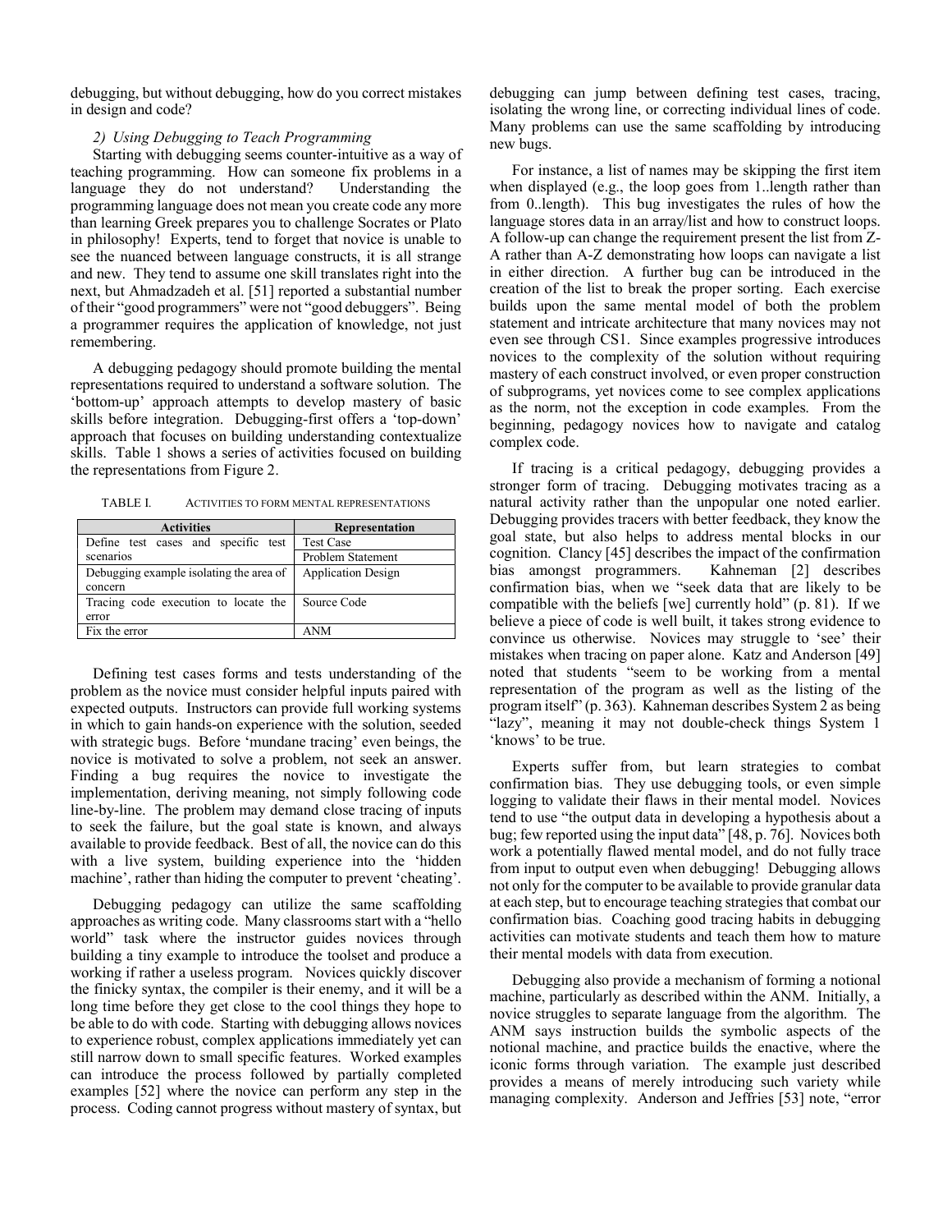debugging, but without debugging, how do you correct mistakes in design and code?

### 2) Using Debugging to Teach Programming

Starting with debugging seems counter-intuitive as a way of teaching programming. How can someone fix problems in a language they do not understand? Understanding the programming language does not mean you create code any more than learning Greek prepares you to challenge Socrates or Plato in philosophy! Experts, tend to forget that novice is unable to see the nuanced between language constructs, it is all strange and new. They tend to assume one skill translates right into the next, but Ahmadzadeh et al. [51] reported a substantial number of their "good programmers" were not "good debuggers". Being a programmer requires the application of knowledge, not just remembering.

A debugging pedagogy should promote building the mental representations required to understand a software solution. The 'bottom-up' approach attempts to develop mastery of basic skills before integration. Debugging-first offers a 'top-down' approach that focuses on building understanding contextualize skills. Table 1 shows a series of activities focused on building the representations from Figure 2.

TABLE I. ACTIVITIES TO FORM MENTAL REPRESENTATIONS

| Activities | Representation |
|---|---|
| Define test cases and specific test scenarios | Test Case |
| | Problem Statement |
| Debugging example isolating the area of concern | Application Design |
| Tracing code execution to locate the error | Source Code |
| Fix the error | ANM |

Defining test cases forms and tests understanding of the problem as the novice must consider helpful inputs paired with expected outputs. Instructors can provide full working systems in which to gain hands-on experience with the solution, seeded with strategic bugs. Before 'mundane tracing' even beings, the novice is motivated to solve a problem, not seek an answer. Finding a bug requires the novice to investigate the implementation, deriving meaning, not simply following code line-by-line. The problem may demand close tracing of inputs to seek the failure, but the goal state is known, and always available to provide feedback. Best of all, the novice can do this with a live system, building experience into the 'hidden machine', rather than hiding the computer to prevent 'cheating'.

Debugging pedagogy can utilize the same scaffolding approaches as writing code. Many classrooms start with a "hello world" task where the instructor guides novices through building a tiny example to introduce the toolset and produce a working if rather a useless program. Novices quickly discover the finicky syntax, the compiler is their enemy, and it will be a long time before they get close to the cool things they hope to be able to do with code. Starting with debugging allows novices to experience robust, complex applications immediately yet can still narrow down to small specific features. Worked examples can introduce the process followed by partially completed examples [52] where the novice can perform any step in the process. Coding cannot progress without mastery of syntax, but debugging can jump between defining test cases, tracing, isolating the wrong line, or correcting individual lines of code. Many problems can use the same scaffolding by introducing new bugs.

For instance, a list of names may be skipping the first item when displayed (e.g., the loop goes from 1..length rather than from 0..length). This bug investigates the rules of how the language stores data in an array/list and how to construct loops. A follow-up can change the requirement present the list from Z-A rather than A-Z demonstrating how loops can navigate a list in either direction. A further bug can be introduced in the creation of the list to break the proper sorting. Each exercise builds upon the same mental model of both the problem statement and intricate architecture that many novices may not even see through CS1. Since examples progressive introduces novices to the complexity of the solution without requiring mastery of each construct involved, or even proper construction of subprograms, yet novices come to see complex applications as the norm, not the exception in code examples. From the beginning, pedagogy novices how to navigate and catalog complex code.

If tracing is a critical pedagogy, debugging provides a stronger form of tracing. Debugging motivates tracing as a natural activity rather than the unpopular one noted earlier. Debugging provides tracers with better feedback, they know the goal state, but also helps to address mental blocks in our cognition. Clancy [45] describes the impact of the confirmation bias amongst programmers. Kahneman [2] describes confirmation bias, when we "seek data that are likely to be compatible with the beliefs [we] currently hold" (p. 81). If we believe a piece of code is well built, it takes strong evidence to convince us otherwise. Novices may struggle to 'see' their mistakes when tracing on paper alone. Katz and Anderson [49] noted that students "seem to be working from a mental representation of the program as well as the listing of the program itself" (p. 363). Kahneman describes System 2 as being "lazy", meaning it may not double-check things System 1 'knows' to be true.

Experts suffer from, but learn strategies to combat confirmation bias. They use debugging tools, or even simple logging to validate their flaws in their mental model. Novices tend to use "the output data in developing a hypothesis about a bug; few reported using the input data" [48, p. 76]. Novices both work a potentially flawed mental model, and do not fully trace from input to output even when debugging! Debugging allows not only for the computer to be available to provide granular data at each step, but to encourage teaching strategies that combat our confirmation bias. Coaching good tracing habits in debugging activities can motivate students and teach them how to mature their mental models with data from execution.

Debugging also provide a mechanism of forming a notional machine, particularly as described within the ANM. Initially, a novice struggles to separate language from the algorithm. The ANM says instruction builds the symbolic aspects of the notional machine, and practice builds the enactive, where the iconic forms through variation. The example just described provides a means of merely introducing such variety while managing complexity. Anderson and Jeffries [53] note, "error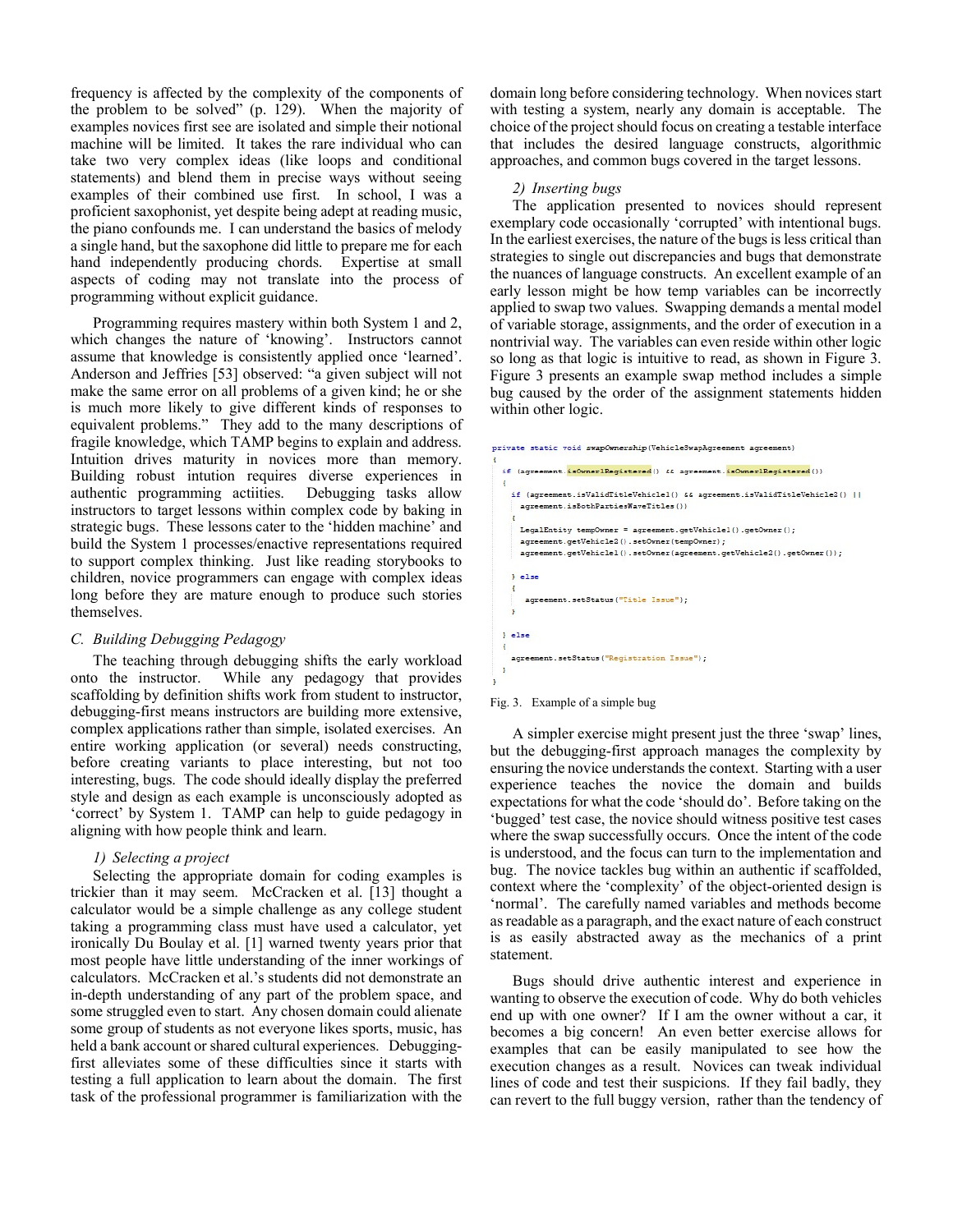frequency is affected by the complexity of the components of the problem to be solved" (p. 129). When the majority of examples novices first see are isolated and simple their notional machine will be limited. It takes the rare individual who can take two very complex ideas (like loops and conditional statements) and blend them in precise ways without seeing examples of their combined use first. In school, I was a proficient saxophonist, yet despite being adept at reading music, the piano confounds me. I can understand the basics of melody a single hand, but the saxophone did little to prepare me for each hand independently producing chords. Expertise at small aspects of coding may not translate into the process of programming without explicit guidance.

Programming requires mastery within both System 1 and 2, which changes the nature of 'knowing'. Instructors cannot assume that knowledge is consistently applied once 'learned'. Anderson and Jeffries [53] observed: "a given subject will not make the same error on all problems of a given kind; he or she is much more likely to give different kinds of responses to equivalent problems." They add to the many descriptions of fragile knowledge, which TAMP begins to explain and address. Intuition drives maturity in novices more than memory. Building robust intuition requires diverse experiences in authentic programming actiities. Debugging tasks allow instructors to target lessons within complex code by baking in strategic bugs. These lessons cater to the 'hidden machine' and build the System 1 processes/enactive representations required to support complex thinking. Just like reading storybooks to children, novice programmers can engage with complex ideas long before they are mature enough to produce such stories themselves.

### C. Building Debugging Pedagogy

The teaching through debugging shifts the early workload onto the instructor. While any pedagogy that provides scaffolding by definition shifts work from student to instructor, debugging-first means instructors are building more extensive, complex applications rather than simple, isolated exercises. An entire working application (or several) needs constructing, before creating variants to place interesting, but not too interesting, bugs. The code should ideally display the preferred style and design as each example is unconsciously adopted as 'correct' by System 1. TAMP can help to guide pedagogy in aligning with how people think and learn.

#### 1) Selecting a project

Selecting the appropriate domain for coding examples is trickier than it may seem. McCracken et al. [13] thought a calculator would be a simple challenge as any college student taking a programming class must have used a calculator, yet ironically Du Boulay et al. [1] warned twenty years prior that most people have little understanding of the inner workings of calculators. McCracken et al.'s students did not demonstrate an in-depth understanding of any part of the problem space, and some struggled even to start. Any chosen domain could alienate some group of students as not everyone likes sports, music, has held a bank account or shared cultural experiences. Debugging-first alleviates some of these difficulties since it starts with testing a full application to learn about the domain. The first task of the professional programmer is familiarization with the domain long before considering technology. When novices start with testing a system, nearly any domain is acceptable. The choice of the project should focus on creating a testable interface that includes the desired language constructs, algorithmic approaches, and common bugs covered in the target lessons.

#### 2) Inserting bugs

The application presented to novices should represent exemplary code occasionally 'corrupted' with intentional bugs. In the earliest exercises, the nature of the bugs is less critical than strategies to single out discrepancies and bugs that demonstrate the nuances of language constructs. An excellent example of an early lesson might be how temp variables can be incorrectly applied to swap two values. Swapping demands a mental model of variable storage, assignments, and the order of execution in a nontrivial way. The variables can even reside within other logic so long as that logic is intuitive to read, as shown in Figure 3. Figure 3 presents an example swap method includes a simple bug caused by the order of the assignment statements hidden within other logic.

```
private static void swapOwnership(VehicleSwapAgreement agreement)
{
  if (agreement.isOwner1Registered() && agreement.isOwner1Registered())
  {
    if (agreement.isValidTitleVehicle1() && agreement.isValidTitleVehicle2() ||
      agreement.isBothPartiesWaveTitles())
    {
      LegalEntity tempOwner = agreement.getVehicle1().getOwner();
      agreement.getVehicle2().setOwner(tempOwner);
      agreement.getVehicle1().setOwner(agreement.getVehicle2().getOwner());

    } else
    {
      agreement.setStatus("Title Issue");
    }

  } else
  {
    agreement.setStatus("Registration Issue");
  }
}
```

Fig. 3. Example of a simple bug

A simpler exercise might present just the three 'swap' lines, but the debugging-first approach manages the complexity by ensuring the novice understands the context. Starting with a user experience teaches the novice the domain and builds expectations for what the code 'should do'. Before taking on the 'bugged' test case, the novice should witness positive test cases where the swap successfully occurs. Once the intent of the code is understood, and the focus can turn to the implementation and bug. The novice tackles bug within an authentic if scaffolded, context where the 'complexity' of the object-oriented design is 'normal'. The carefully named variables and methods become as readable as a paragraph, and the exact nature of each construct is as easily abstracted away as the mechanics of a print statement.

Bugs should drive authentic interest and experience in wanting to observe the execution of code. Why do both vehicles end up with one owner? If I am the owner without a car, it becomes a big concern! An even better exercise allows for examples that can be easily manipulated to see how the execution changes as a result. Novices can tweak individual lines of code and test their suspicions. If they fail badly, they can revert to the full buggy version, rather than the tendency of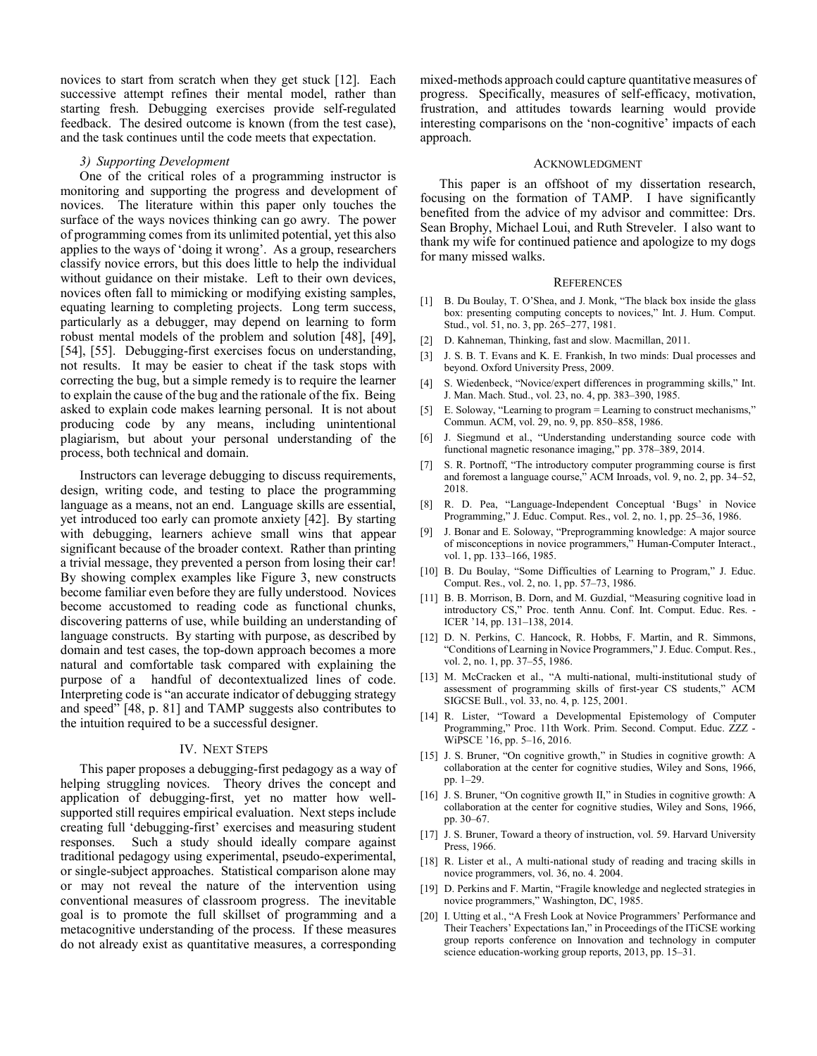novices to start from scratch when they get stuck [12]. Each successive attempt refines their mental model, rather than starting fresh. Debugging exercises provide self-regulated feedback. The desired outcome is known (from the test case), and the task continues until the code meets that expectation.

### *3) Supporting Development*

One of the critical roles of a programming instructor is monitoring and supporting the progress and development of novices. The literature within this paper only touches the surface of the ways novices thinking can go awry. The power of programming comes from its unlimited potential, yet this also applies to the ways of 'doing it wrong'. As a group, researchers classify novice errors, but this does little to help the individual without guidance on their mistake. Left to their own devices, novices often fall to mimicking or modifying existing samples, equating learning to completing projects. Long term success, particularly as a debugger, may depend on learning to form robust mental models of the problem and solution [48], [49], [54], [55]. Debugging-first exercises focus on understanding, not results. It may be easier to cheat if the task stops with correcting the bug, but a simple remedy is to require the learner to explain the cause of the bug and the rationale of the fix. Being asked to explain code makes learning personal. It is not about producing code by any means, including unintentional plagiarism, but about your personal understanding of the process, both technical and domain.

Instructors can leverage debugging to discuss requirements, design, writing code, and testing to place the programming language as a means, not an end. Language skills are essential, yet introduced too early can promote anxiety [42]. By starting with debugging, learners achieve small wins that appear significant because of the broader context. Rather than printing a trivial message, they prevented a person from losing their car! By showing complex examples like Figure 3, new constructs become familiar even before they are fully understood. Novices become accustomed to reading code as functional chunks, discovering patterns of use, while building an understanding of language constructs. By starting with purpose, as described by domain and test cases, the top-down approach becomes a more natural and comfortable task compared with explaining the purpose of a handful of decontextualized lines of code. Interpreting code is "an accurate indicator of debugging strategy and speed" [48, p. 81] and TAMP suggests also contributes to the intuition required to be a successful designer.

## IV. Next Steps

This paper proposes a debugging-first pedagogy as a way of helping struggling novices. Theory drives the concept and application of debugging-first, yet no matter how well-supported still requires empirical evaluation. Next steps include creating full 'debugging-first' exercises and measuring student responses. Such a study should ideally compare against traditional pedagogy using experimental, pseudo-experimental, or single-subject approaches. Statistical comparison alone may or may not reveal the nature of the intervention using conventional measures of classroom progress. The inevitable goal is to promote the full skillset of programming and a metacognitive understanding of the process. If these measures do not already exist as quantitative measures, a corresponding mixed-methods approach could capture quantitative measures of progress. Specifically, measures of self-efficacy, motivation, frustration, and attitudes towards learning would provide interesting comparisons on the 'non-cognitive' impacts of each approach.

## Acknowledgment

This paper is an offshoot of my dissertation research, focusing on the formation of TAMP. I have significantly benefited from the advice of my advisor and committee: Drs. Sean Brophy, Michael Loui, and Ruth Streveler. I also want to thank my wife for continued patience and apologize to my dogs for many missed walks.

## References

[1] B. Du Boulay, T. O'Shea, and J. Monk, "The black box inside the glass box: presenting computing concepts to novices," Int. J. Hum. Comput. Stud., vol. 51, no. 3, pp. 265–277, 1981.

[2] D. Kahneman, Thinking, fast and slow. Macmillan, 2011.

[3] J. S. B. T. Evans and K. E. Frankish, In two minds: Dual processes and beyond. Oxford University Press, 2009.

[4] S. Wiedenbeck, "Novice/expert differences in programming skills," Int. J. Man. Mach. Stud., vol. 23, no. 4, pp. 383–390, 1985.

[5] E. Soloway, "Learning to program = Learning to construct mechanisms," Commun. ACM, vol. 29, no. 9, pp. 850–858, 1986.

[6] J. Siegmund et al., "Understanding understanding source code with functional magnetic resonance imaging," pp. 378–389, 2014.

[7] S. R. Portnoff, "The introductory computer programming course is first and foremost a language course," ACM Inroads, vol. 9, no. 2, pp. 34–52, 2018.

[8] R. D. Pea, "Language-Independent Conceptual 'Bugs' in Novice Programming," J. Educ. Comput. Res., vol. 2, no. 1, pp. 25–36, 1986.

[9] J. Bonar and E. Soloway, "Preprogramming knowledge: A major source of misconceptions in novice programmers," Human-Computer Interact., vol. 1, pp. 133–166, 1985.

[10] B. Du Boulay, "Some Difficulties of Learning to Program," J. Educ. Comput. Res., vol. 2, no. 1, pp. 57–73, 1986.

[11] B. B. Morrison, B. Dorn, and M. Guzdial, "Measuring cognitive load in introductory CS," Proc. tenth Annu. Conf. Int. Comput. Educ. Res. - ICER '14, pp. 131–138, 2014.

[12] D. N. Perkins, C. Hancock, R. Hobbs, F. Martin, and R. Simmons, "Conditions of Learning in Novice Programmers," J. Educ. Comput. Res., vol. 2, no. 1, pp. 37–55, 1986.

[13] M. McCracken et al., "A multi-national, multi-institutional study of assessment of programming skills of first-year CS students," ACM SIGCSE Bull., vol. 33, no. 4, p. 125, 2001.

[14] R. Lister, "Toward a Developmental Epistemology of Computer Programming," Proc. 11th Work. Prim. Second. Comput. Educ. ZZZ - WiPSCE '16, pp. 5–16, 2016.

[15] J. S. Bruner, "On cognitive growth," in Studies in cognitive growth: A collaboration at the center for cognitive studies, Wiley and Sons, 1966, pp. 1–29.

[16] J. S. Bruner, "On cognitive growth II," in Studies in cognitive growth: A collaboration at the center for cognitive studies, Wiley and Sons, 1966, pp. 30–67.

[17] J. S. Bruner, Toward a theory of instruction, vol. 59. Harvard University Press, 1966.

[18] R. Lister et al., A multi-national study of reading and tracing skills in novice programmers, vol. 36, no. 4. 2004.

[19] D. Perkins and F. Martin, "Fragile knowledge and neglected strategies in novice programmers," Washington, DC, 1985.

[20] I. Utting et al., "A Fresh Look at Novice Programmers' Performance and Their Teachers' Expectations Ian," in Proceedings of the ITiCSE working group reports conference on Innovation and technology in computer science education-working group reports, 2013, pp. 15–31.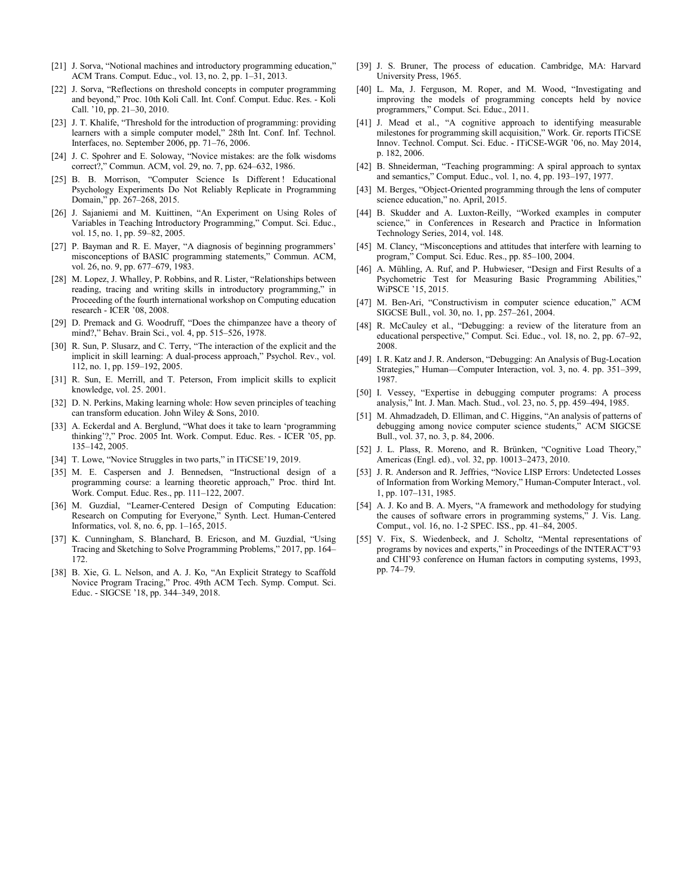[21] J. Sorva, "Notional machines and introductory programming education," ACM Trans. Comput. Educ., vol. 13, no. 2, pp. 1–31, 2013.

[22] J. Sorva, "Reflections on threshold concepts in computer programming and beyond," Proc. 10th Koli Call. Int. Conf. Comput. Educ. Res. - Koli Call. '10, pp. 21–30, 2010.

[23] J. T. Khalife, "Threshold for the introduction of programming: providing learners with a simple computer model," 28th Int. Conf. Inf. Technol. Interfaces, no. September 2006, pp. 71–76, 2006.

[24] J. C. Spohrer and E. Soloway, "Novice mistakes: are the folk wisdoms correct?," Commun. ACM, vol. 29, no. 7, pp. 624–632, 1986.

[25] B. B. Morrison, "Computer Science Is Different ! Educational Psychology Experiments Do Not Reliably Replicate in Programming Domain," pp. 267–268, 2015.

[26] J. Sajaniemi and M. Kuittinen, "An Experiment on Using Roles of Variables in Teaching Introductory Programming," Comput. Sci. Educ., vol. 15, no. 1, pp. 59–82, 2005.

[27] P. Bayman and R. E. Mayer, "A diagnosis of beginning programmers' misconceptions of BASIC programming statements," Commun. ACM, vol. 26, no. 9, pp. 677–679, 1983.

[28] M. Lopez, J. Whalley, P. Robbins, and R. Lister, "Relationships between reading, tracing and writing skills in introductory programming," in Proceeding of the fourth international workshop on Computing education research - ICER '08, 2008.

[29] D. Premack and G. Woodruff, "Does the chimpanzee have a theory of mind?," Behav. Brain Sci., vol. 4, pp. 515–526, 1978.

[30] R. Sun, P. Slusarz, and C. Terry, "The interaction of the explicit and the implicit in skill learning: A dual-process approach," Psychol. Rev., vol. 112, no. 1, pp. 159–192, 2005.

[31] R. Sun, E. Merrill, and T. Peterson, From implicit skills to explicit knowledge, vol. 25. 2001.

[32] D. N. Perkins, Making learning whole: How seven principles of teaching can transform education. John Wiley & Sons, 2010.

[33] A. Eckerdal and A. Berglund, "What does it take to learn 'programming thinking'?," Proc. 2005 Int. Work. Comput. Educ. Res. - ICER '05, pp. 135–142, 2005.

[34] T. Lowe, "Novice Struggles in two parts," in ITiCSE'19, 2019.

[35] M. E. Caspersen and J. Bennedsen, "Instructional design of a programming course: a learning theoretic approach," Proc. third Int. Work. Comput. Educ. Res., pp. 111–122, 2007.

[36] M. Guzdial, "Learner-Centered Design of Computing Education: Research on Computing for Everyone," Synth. Lect. Human-Centered Informatics, vol. 8, no. 6, pp. 1–165, 2015.

[37] K. Cunningham, S. Blanchard, B. Ericson, and M. Guzdial, "Using Tracing and Sketching to Solve Programming Problems," 2017, pp. 164–172.

[38] B. Xie, G. L. Nelson, and A. J. Ko, "An Explicit Strategy to Scaffold Novice Program Tracing," Proc. 49th ACM Tech. Symp. Comput. Sci. Educ. - SIGCSE '18, pp. 344–349, 2018.

[39] J. S. Bruner, The process of education. Cambridge, MA: Harvard University Press, 1965.

[40] L. Ma, J. Ferguson, M. Roper, and M. Wood, "Investigating and improving the models of programming concepts held by novice programmers," Comput. Sci. Educ., 2011.

[41] J. Mead et al., "A cognitive approach to identifying measurable milestones for programming skill acquisition," Work. Gr. reports ITiCSE Innov. Technol. Comput. Sci. Educ. - ITiCSE-WGR '06, no. May 2014, p. 182, 2006.

[42] B. Shneiderman, "Teaching programming: A spiral approach to syntax and semantics," Comput. Educ., vol. 1, no. 4, pp. 193–197, 1977.

[43] M. Berges, "Object-Oriented programming through the lens of computer science education," no. April, 2015.

[44] B. Skudder and A. Luxton-Reilly, "Worked examples in computer science," in Conferences in Research and Practice in Information Technology Series, 2014, vol. 148.

[45] M. Clancy, "Misconceptions and attitudes that interfere with learning to program," Comput. Sci. Educ. Res., pp. 85–100, 2004.

[46] A. Mühling, A. Ruf, and P. Hubwieser, "Design and First Results of a Psychometric Test for Measuring Basic Programming Abilities," WiPSCE '15, 2015.

[47] M. Ben-Ari, "Constructivism in computer science education," ACM SIGCSE Bull., vol. 30, no. 1, pp. 257–261, 2004.

[48] R. McCauley et al., "Debugging: a review of the literature from an educational perspective," Comput. Sci. Educ., vol. 18, no. 2, pp. 67–92, 2008.

[49] I. R. Katz and J. R. Anderson, "Debugging: An Analysis of Bug-Location Strategies," Human—Computer Interaction, vol. 3, no. 4. pp. 351–399, 1987.

[50] I. Vessey, "Expertise in debugging computer programs: A process analysis," Int. J. Man. Mach. Stud., vol. 23, no. 5, pp. 459–494, 1985.

[51] M. Ahmadzadeh, D. Elliman, and C. Higgins, "An analysis of patterns of debugging among novice computer science students," ACM SIGCSE Bull., vol. 37, no. 3, p. 84, 2006.

[52] J. L. Plass, R. Moreno, and R. Brünken, "Cognitive Load Theory," Americas (Engl. ed)., vol. 32, pp. 10013–2473, 2010.

[53] J. R. Anderson and R. Jeffries, "Novice LISP Errors: Undetected Losses of Information from Working Memory," Human-Computer Interact., vol. 1, pp. 107–131, 1985.

[54] A. J. Ko and B. A. Myers, "A framework and methodology for studying the causes of software errors in programming systems," J. Vis. Lang. Comput., vol. 16, no. 1-2 SPEC. ISS., pp. 41–84, 2005.

[55] V. Fix, S. Wiedenbeck, and J. Scholtz, "Mental representations of programs by novices and experts," in Proceedings of the INTERACT'93 and CHI'93 conference on Human factors in computing systems, 1993, pp. 74–79.